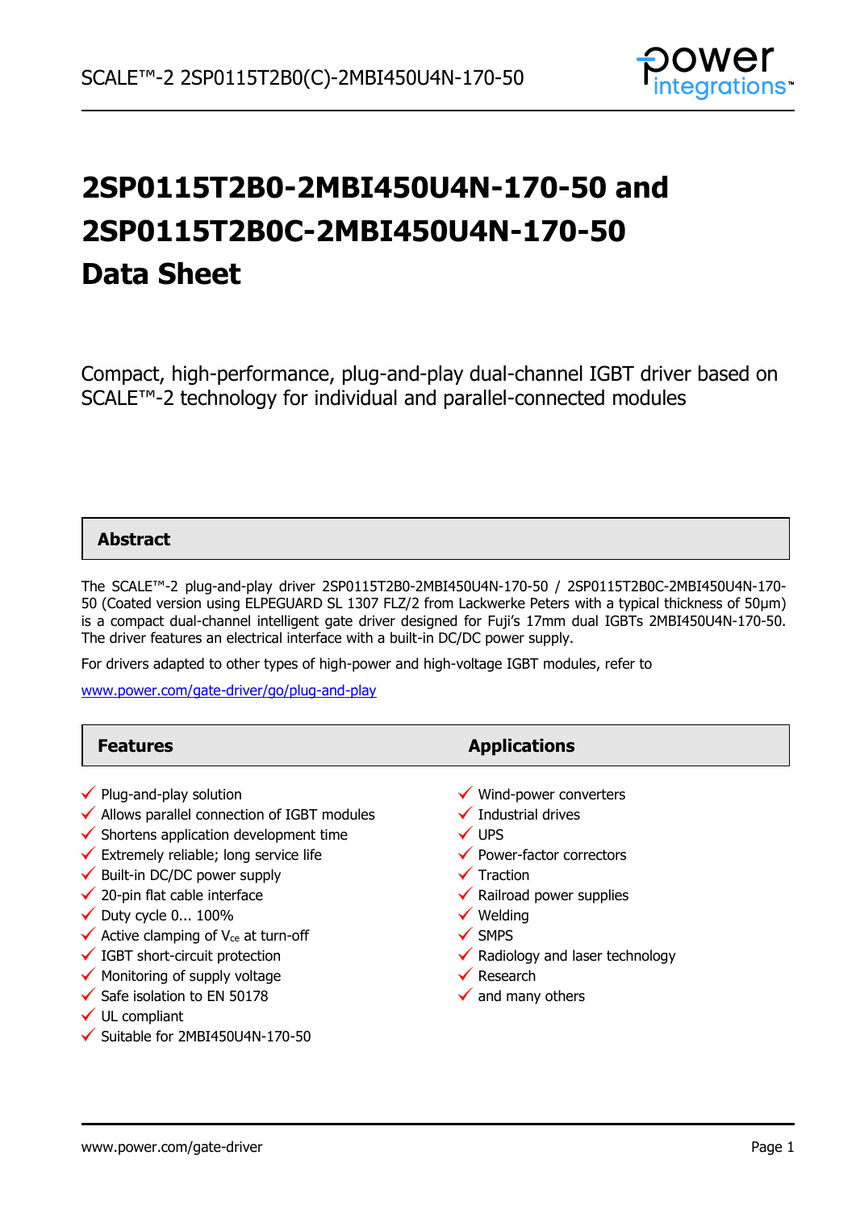# 2SP0115T2B0-2MBI450U4N-170-50 and 2SP0115T2B0C-2MBI450U4N-170-50 Data Sheet

Compact, high-performance, plug-and-play dual-channel IGBT driver based on SCALE™-2 technology for individual and parallel-connected modules

## Abstract

The SCALE™-2 plug-and-play driver 2SP0115T2B0-2MBI450U4N-170-50 / 2SP0115T2B0C-2MBI450U4N-170-50 (Coated version using ELPEGUARD SL 1307 FLZ/2 from Lackwerke Peters with a typical thickness of 50µm) is a compact dual-channel intelligent gate driver designed for Fuji's 17mm dual IGBTs 2MBI450U4N-170-50. The driver features an electrical interface with a built-in DC/DC power supply.

For drivers adapted to other types of high-power and high-voltage IGBT modules, refer to

www.power.com/gate-driver/go/plug-and-play

## Features

- ✓ Plug-and-play solution
- ✓ Allows parallel connection of IGBT modules
- ✓ Shortens application development time
- ✓ Extremely reliable; long service life
- ✓ Built-in DC/DC power supply
- ✓ 20-pin flat cable interface
- ✓ Duty cycle 0... 100%
- ✓ Active clamping of $V_{ce}$ at turn-off
- ✓ IGBT short-circuit protection
- ✓ Monitoring of supply voltage
- ✓ Safe isolation to EN 50178
- ✓ UL compliant
- ✓ Suitable for 2MBI450U4N-170-50

## Applications

- ✓ Wind-power converters
- ✓ Industrial drives
- ✓ UPS
- ✓ Power-factor correctors
- ✓ Traction
- ✓ Railroad power supplies
- ✓ Welding
- ✓ SMPS
- ✓ Radiology and laser technology
- ✓ Research
- ✓ and many others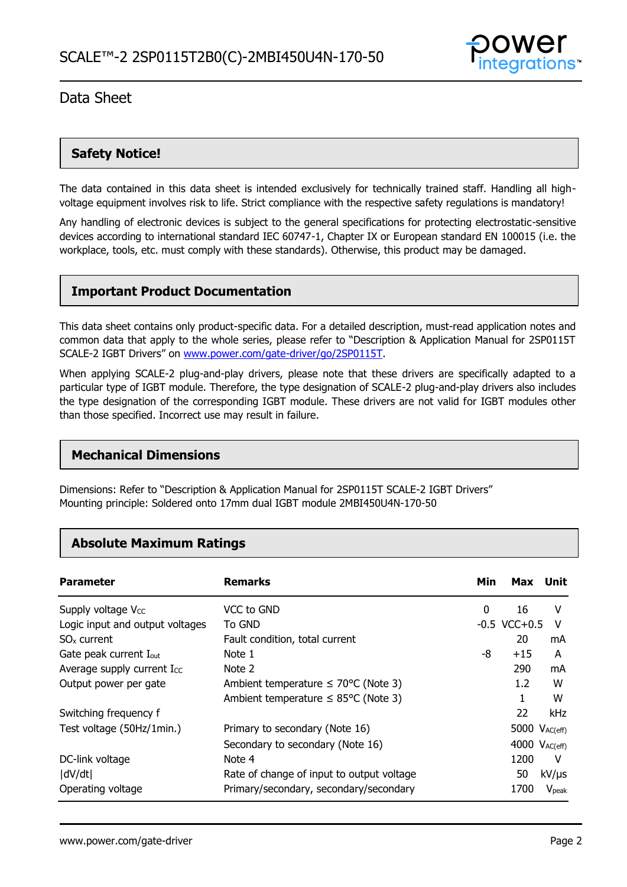## Safety Notice!

The data contained in this data sheet is intended exclusively for technically trained staff. Handling all high-voltage equipment involves risk to life. Strict compliance with the respective safety regulations is mandatory!

Any handling of electronic devices is subject to the general specifications for protecting electrostatic-sensitive devices according to international standard IEC 60747-1, Chapter IX or European standard EN 100015 (i.e. the workplace, tools, etc. must comply with these standards). Otherwise, this product may be damaged.

## Important Product Documentation

This data sheet contains only product-specific data. For a detailed description, must-read application notes and common data that apply to the whole series, please refer to “Description & Application Manual for 2SP0115T SCALE-2 IGBT Drivers” on www.power.com/gate-driver/go/2SP0115T.

When applying SCALE-2 plug-and-play drivers, please note that these drivers are specifically adapted to a particular type of IGBT module. Therefore, the type designation of SCALE-2 plug-and-play drivers also includes the type designation of the corresponding IGBT module. These drivers are not valid for IGBT modules other than those specified. Incorrect use may result in failure.

## Mechanical Dimensions

Dimensions: Refer to “Description & Application Manual for 2SP0115T SCALE-2 IGBT Drivers”
Mounting principle: Soldered onto 17mm dual IGBT module 2MBI450U4N-170-50

## Absolute Maximum Ratings

| Parameter | Remarks | Min | Max | Unit |
|---|---|---|---|---|
| Supply voltage $V_{CC}$ | VCC to GND | 0 | 16 | V |
| Logic input and output voltages | To GND | -0.5 | VCC+0.5 | V |
| $SO_x$ current | Fault condition, total current | | 20 | mA |
| Gate peak current $I_{out}$ | Note 1 | -8 | +15 | A |
| Average supply current $I_{CC}$ | Note 2 | | 290 | mA |
| Output power per gate | Ambient temperature ≤ 70°C (Note 3) | | 1.2 | W |
| | Ambient temperature ≤ 85°C (Note 3) | | 1 | W |
| Switching frequency f | | | 22 | kHz |
| Test voltage (50Hz/1min.) | Primary to secondary (Note 16) | | 5000 | $V_{AC(eff)}$ |
| | Secondary to secondary (Note 16) | | 4000 | $V_{AC(eff)}$ |
| DC-link voltage | Note 4 | | 1200 | V |
| \|dV/dt\| | Rate of change of input to output voltage | | 50 | kV/μs |
| Operating voltage | Primary/secondary, secondary/secondary | | 1700 | $V_{peak}$ |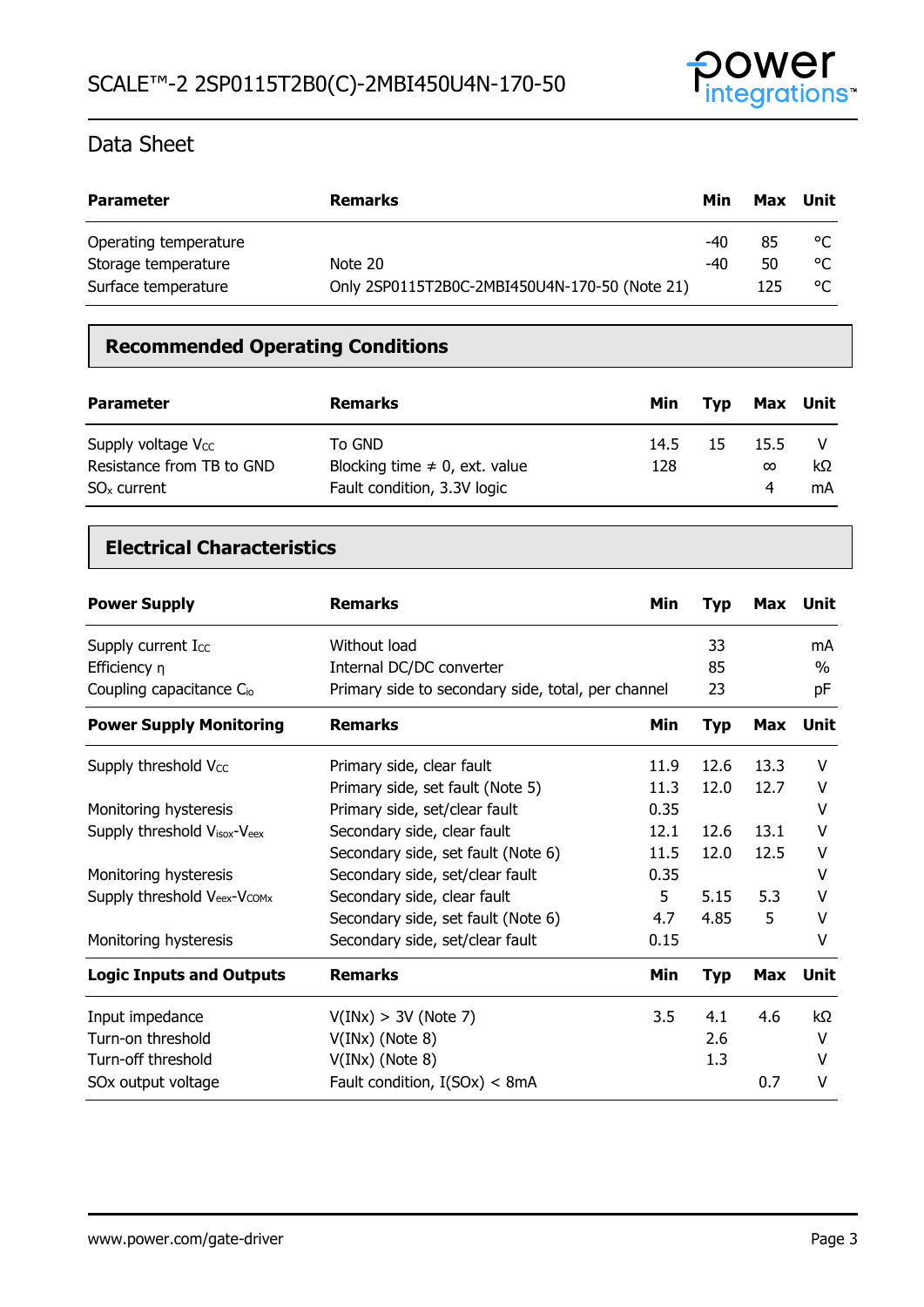## Data Sheet

| Parameter | Remarks | Min | Max | Unit |
|---|---|---|---|---|
| Operating temperature | | -40 | 85 | °C |
| Storage temperature | Note 20 | -40 | 50 | °C |
| Surface temperature | Only 2SP0115T2B0C-2MBI450U4N-170-50 (Note 21) | | 125 | °C |

## Recommended Operating Conditions

| Parameter | Remarks | Min | Typ | Max | Unit |
|---|---|---|---|---|---|
| Supply voltage $V_{CC}$ | To GND | 14.5 | 15 | 15.5 | V |
| Resistance from TB to GND | Blocking time ≠ 0, ext. value | 128 | | ∞ | kΩ |
| $SO_x$ current | Fault condition, 3.3V logic | | | 4 | mA |

## Electrical Characteristics

| Power Supply | Remarks | Min | Typ | Max | Unit |
|---|---|---|---|---|---|
| Supply current $I_{CC}$ | Without load | | 33 | | mA |
| Efficiency η | Internal DC/DC converter | | 85 | | % |
| Coupling capacitance $C_{io}$ | Primary side to secondary side, total, per channel | | 23 | | pF |

| Power Supply Monitoring | Remarks | Min | Typ | Max | Unit |
|---|---|---|---|---|---|
| Supply threshold $V_{CC}$ | Primary side, clear fault | 11.9 | 12.6 | 13.3 | V |
| | Primary side, set fault (Note 5) | 11.3 | 12.0 | 12.7 | V |
| Monitoring hysteresis | Primary side, set/clear fault | 0.35 | | | V |
| Supply threshold $V_{isox}$-$V_{eex}$ | Secondary side, clear fault | 12.1 | 12.6 | 13.1 | V |
| | Secondary side, set fault (Note 6) | 11.5 | 12.0 | 12.5 | V |
| Monitoring hysteresis | Secondary side, set/clear fault | 0.35 | | | V |
| Supply threshold $V_{eex}$-$V_{COMx}$ | Secondary side, clear fault | 5 | 5.15 | 5.3 | V |
| | Secondary side, set fault (Note 6) | 4.7 | 4.85 | 5 | V |
| Monitoring hysteresis | Secondary side, set/clear fault | 0.15 | | | V |

| Logic Inputs and Outputs | Remarks | Min | Typ | Max | Unit |
|---|---|---|---|---|---|
| Input impedance | V(INx) > 3V (Note 7) | 3.5 | 4.1 | 4.6 | kΩ |
| Turn-on threshold | V(INx) (Note 8) | | 2.6 | | V |
| Turn-off threshold | V(INx) (Note 8) | | 1.3 | | V |
| SOx output voltage | Fault condition, I(SOx) < 8mA | | | 0.7 | V |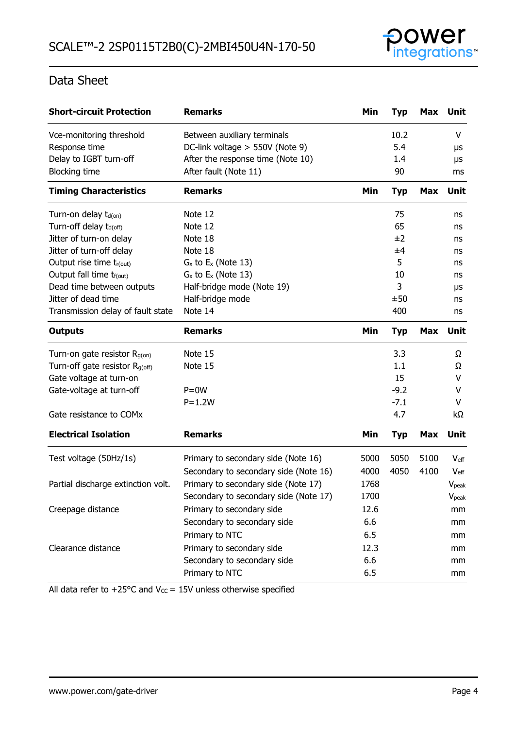## Data Sheet

| Short-circuit Protection | Remarks | Min | Typ | Max | Unit |
|---|---|---|---|---|---|
| Vce-monitoring threshold | Between auxiliary terminals | | 10.2 | | V |
| Response time | DC-link voltage > 550V (Note 9) | | 5.4 | | µs |
| Delay to IGBT turn-off | After the response time (Note 10) | | 1.4 | | µs |
| Blocking time | After fault (Note 11) | | 90 | | ms |
| **Timing Characteristics** | **Remarks** | **Min** | **Typ** | **Max** | **Unit** |
| Turn-on delay $t_{d(on)}$ | Note 12 | | 75 | | ns |
| Turn-off delay $t_{d(off)}$ | Note 12 | | 65 | | ns |
| Jitter of turn-on delay | Note 18 | | ±2 | | ns |
| Jitter of turn-off delay | Note 18 | | ±4 | | ns |
| Output rise time $t_{r(out)}$ | $G_x$ to $E_x$ (Note 13) | | 5 | | ns |
| Output fall time $t_{f(out)}$ | $G_x$ to $E_x$ (Note 13) | | 10 | | ns |
| Dead time between outputs | Half-bridge mode (Note 19) | | 3 | | µs |
| Jitter of dead time | Half-bridge mode | | ±50 | | ns |
| Transmission delay of fault state | Note 14 | | 400 | | ns |
| **Outputs** | **Remarks** | **Min** | **Typ** | **Max** | **Unit** |
| Turn-on gate resistor $R_{g(on)}$ | Note 15 | | 3.3 | | Ω |
| Turn-off gate resistor $R_{g(off)}$ | Note 15 | | 1.1 | | Ω |
| Gate voltage at turn-on | | | 15 | | V |
| Gate-voltage at turn-off | P=0W | | -9.2 | | V |
| | P=1.2W | | -7.1 | | V |
| Gate resistance to COMx | | | 4.7 | | kΩ |
| **Electrical Isolation** | **Remarks** | **Min** | **Typ** | **Max** | **Unit** |
| Test voltage (50Hz/1s) | Primary to secondary side (Note 16) | 5000 | 5050 | 5100 | $V_{eff}$ |
| | Secondary to secondary side (Note 16) | 4000 | 4050 | 4100 | $V_{eff}$ |
| Partial discharge extinction volt. | Primary to secondary side (Note 17) | 1768 | | | $V_{peak}$ |
| | Secondary to secondary side (Note 17) | 1700 | | | $V_{peak}$ |
| Creepage distance | Primary to secondary side | 12.6 | | | mm |
| | Secondary to secondary side | 6.6 | | | mm |
| | Primary to NTC | 6.5 | | | mm |
| Clearance distance | Primary to secondary side | 12.3 | | | mm |
| | Secondary to secondary side | 6.6 | | | mm |
| | Primary to NTC | 6.5 | | | mm |

All data refer to +25°C and $V_{CC}$ = 15V unless otherwise specified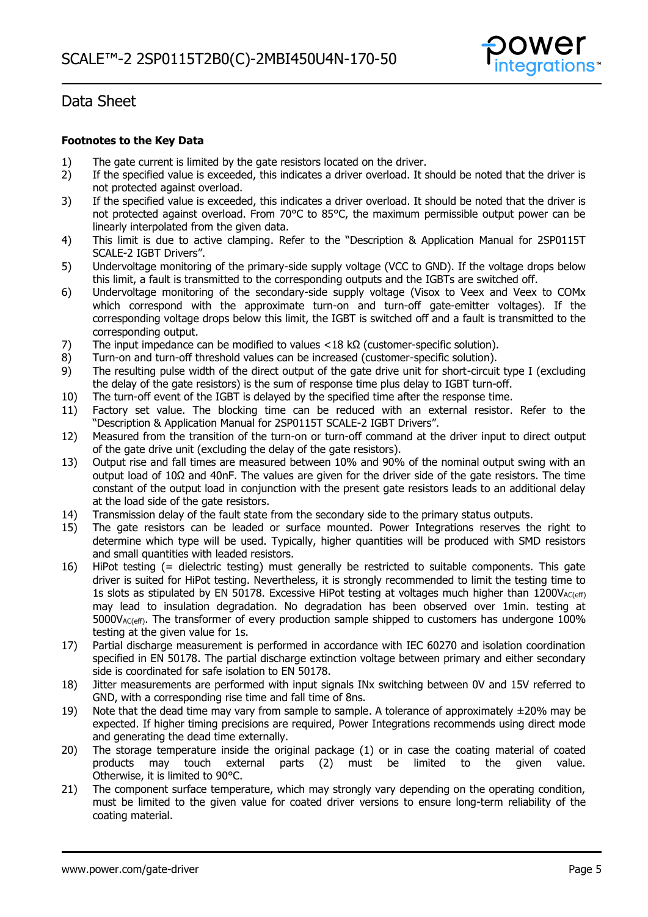## Data Sheet

**Footnotes to the Key Data**

1) The gate current is limited by the gate resistors located on the driver.
2) If the specified value is exceeded, this indicates a driver overload. It should be noted that the driver is not protected against overload.
3) If the specified value is exceeded, this indicates a driver overload. It should be noted that the driver is not protected against overload. From 70°C to 85°C, the maximum permissible output power can be linearly interpolated from the given data.
4) This limit is due to active clamping. Refer to the "Description & Application Manual for 2SP0115T SCALE-2 IGBT Drivers".
5) Undervoltage monitoring of the primary-side supply voltage (VCC to GND). If the voltage drops below this limit, a fault is transmitted to the corresponding outputs and the IGBTs are switched off.
6) Undervoltage monitoring of the secondary-side supply voltage (Visox to Veex and Veex to COMx which correspond with the approximate turn-on and turn-off gate-emitter voltages). If the corresponding voltage drops below this limit, the IGBT is switched off and a fault is transmitted to the corresponding output.
7) The input impedance can be modified to values <18 kΩ (customer-specific solution).
8) Turn-on and turn-off threshold values can be increased (customer-specific solution).
9) The resulting pulse width of the direct output of the gate drive unit for short-circuit type I (excluding the delay of the gate resistors) is the sum of response time plus delay to IGBT turn-off.
10) The turn-off event of the IGBT is delayed by the specified time after the response time.
11) Factory set value. The blocking time can be reduced with an external resistor. Refer to the "Description & Application Manual for 2SP0115T SCALE-2 IGBT Drivers".
12) Measured from the transition of the turn-on or turn-off command at the driver input to direct output of the gate drive unit (excluding the delay of the gate resistors).
13) Output rise and fall times are measured between 10% and 90% of the nominal output swing with an output load of 10Ω and 40nF. The values are given for the driver side of the gate resistors. The time constant of the output load in conjunction with the present gate resistors leads to an additional delay at the load side of the gate resistors.
14) Transmission delay of the fault state from the secondary side to the primary status outputs.
15) The gate resistors can be leaded or surface mounted. Power Integrations reserves the right to determine which type will be used. Typically, higher quantities will be produced with SMD resistors and small quantities with leaded resistors.
16) HiPot testing (= dielectric testing) must generally be restricted to suitable components. This gate driver is suited for HiPot testing. Nevertheless, it is strongly recommended to limit the testing time to 1s slots as stipulated by EN 50178. Excessive HiPot testing at voltages much higher than $1200V_{AC(eff)}$ may lead to insulation degradation. No degradation has been observed over 1min. testing at $5000V_{AC(eff)}$. The transformer of every production sample shipped to customers has undergone 100% testing at the given value for 1s.
17) Partial discharge measurement is performed in accordance with IEC 60270 and isolation coordination specified in EN 50178. The partial discharge extinction voltage between primary and either secondary side is coordinated for safe isolation to EN 50178.
18) Jitter measurements are performed with input signals INx switching between 0V and 15V referred to GND, with a corresponding rise time and fall time of 8ns.
19) Note that the dead time may vary from sample to sample. A tolerance of approximately ±20% may be expected. If higher timing precisions are required, Power Integrations recommends using direct mode and generating the dead time externally.
20) The storage temperature inside the original package (1) or in case the coating material of coated products may touch external parts (2) must be limited to the given value. Otherwise, it is limited to 90°C.
21) The component surface temperature, which may strongly vary depending on the operating condition, must be limited to the given value for coated driver versions to ensure long-term reliability of the coating material.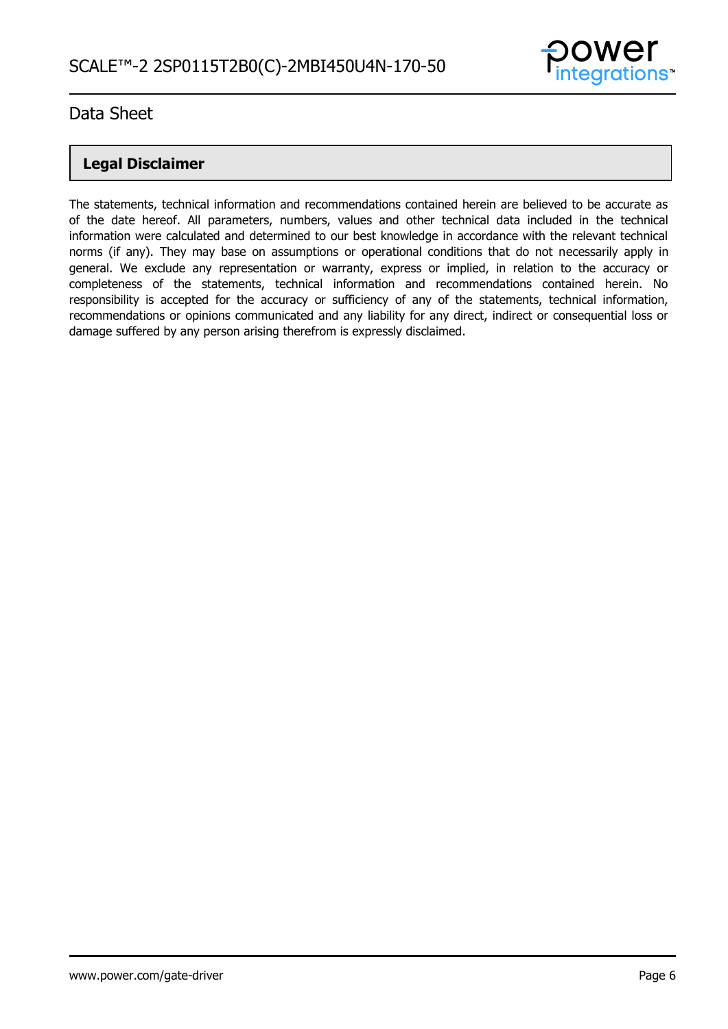## Legal Disclaimer

The statements, technical information and recommendations contained herein are believed to be accurate as of the date hereof. All parameters, numbers, values and other technical data included in the technical information were calculated and determined to our best knowledge in accordance with the relevant technical norms (if any). They may base on assumptions or operational conditions that do not necessarily apply in general. We exclude any representation or warranty, express or implied, in relation to the accuracy or completeness of the statements, technical information and recommendations contained herein. No responsibility is accepted for the accuracy or sufficiency of any of the statements, technical information, recommendations or opinions communicated and any liability for any direct, indirect or consequential loss or damage suffered by any person arising therefrom is expressly disclaimed.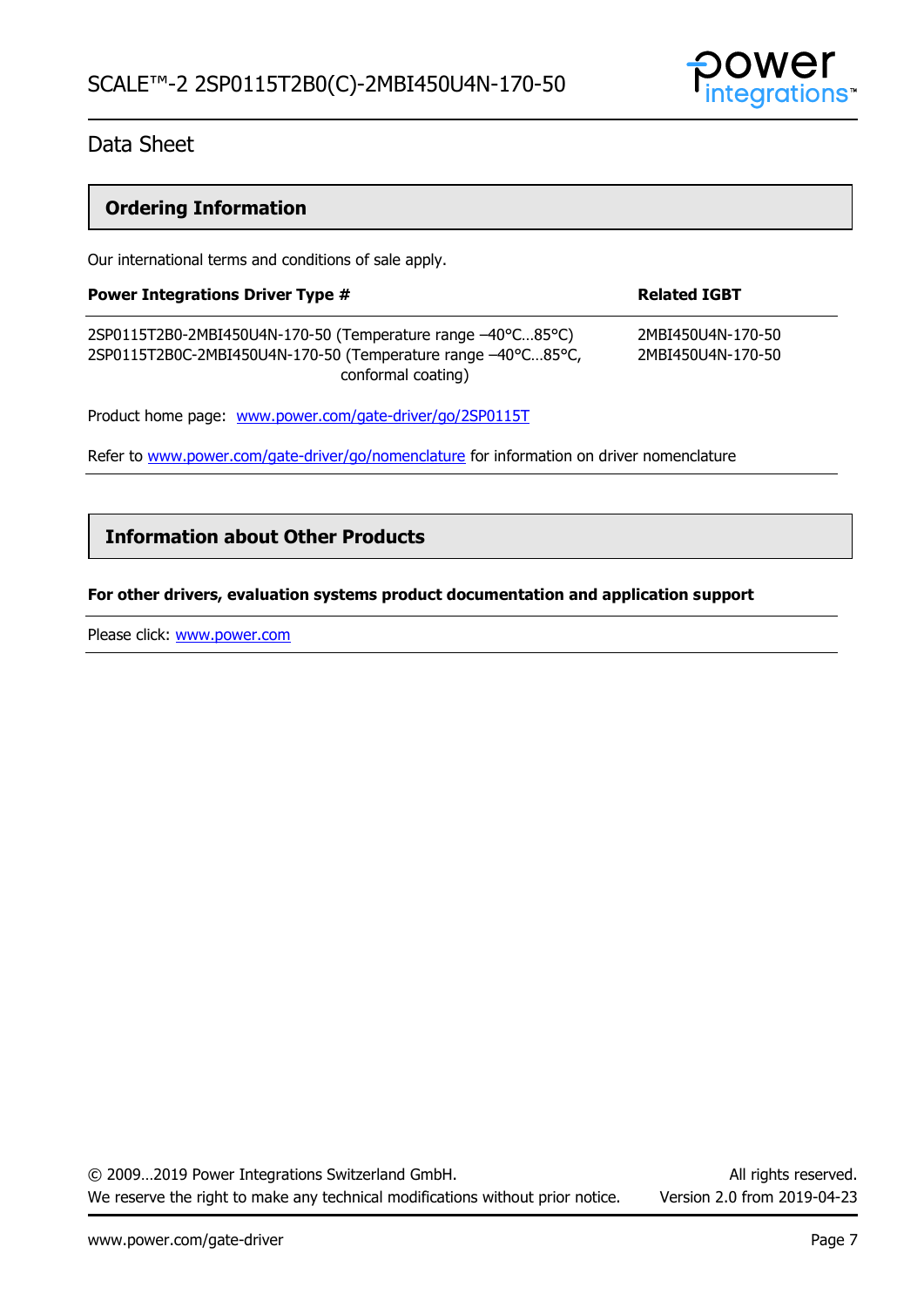## Ordering Information

Our international terms and conditions of sale apply.

| Power Integrations Driver Type # | Related IGBT |
|---|---|
| 2SP0115T2B0-2MBI450U4N-170-50 (Temperature range –40°C…85°C) | 2MBI450U4N-170-50 |
| 2SP0115T2B0C-2MBI450U4N-170-50 (Temperature range –40°C…85°C, conformal coating) | 2MBI450U4N-170-50 |

Product home page: www.power.com/gate-driver/go/2SP0115T

Refer to www.power.com/gate-driver/go/nomenclature for information on driver nomenclature

## Information about Other Products

**For other drivers, evaluation systems product documentation and application support**

Please click: www.power.com

© 2009…2019 Power Integrations Switzerland GmbH. All rights reserved.
We reserve the right to make any technical modifications without prior notice. Version 2.0 from 2019-04-23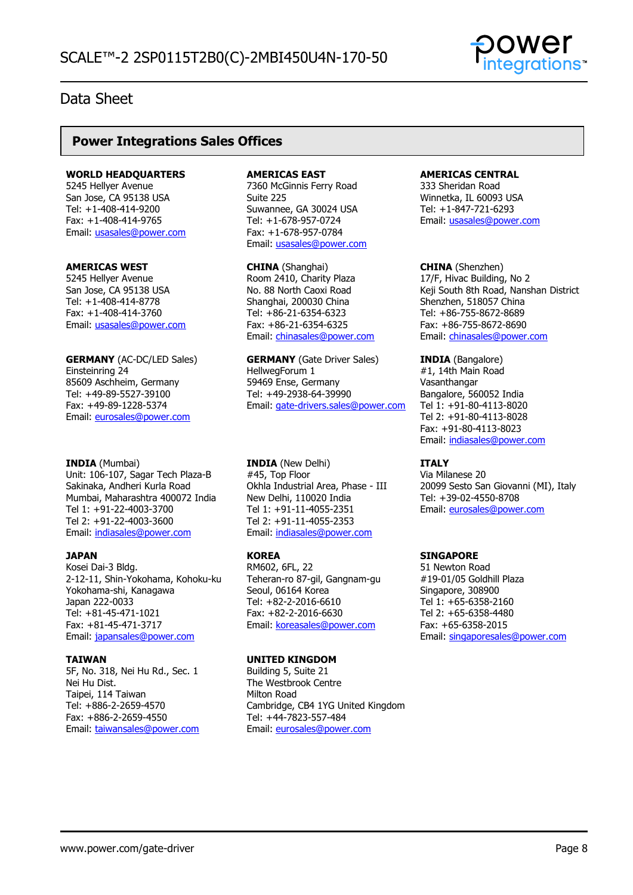## Power Integrations Sales Offices

**WORLD HEADQUARTERS**
5245 Hellyer Avenue
San Jose, CA 95138 USA
Tel: +1-408-414-9200
Fax: +1-408-414-9765
Email: usasales@power.com

**AMERICAS EAST**
7360 McGinnis Ferry Road
Suite 225
Suwannee, GA 30024 USA
Tel: +1-678-957-0724
Fax: +1-678-957-0784
Email: usasales@power.com

**AMERICAS CENTRAL**
333 Sheridan Road
Winnetka, IL 60093 USA
Tel: +1-847-721-6293
Email: usasales@power.com

**AMERICAS WEST**
5245 Hellyer Avenue
San Jose, CA 95138 USA
Tel: +1-408-414-8778
Fax: +1-408-414-3760
Email: usasales@power.com

**CHINA** (Shanghai)
Room 2410, Charity Plaza
No. 88 North Caoxi Road
Shanghai, 200030 China
Tel: +86-21-6354-6323
Fax: +86-21-6354-6325
Email: chinasales@power.com

**CHINA** (Shenzhen)
17/F, Hivac Building, No 2
Keji South 8th Road, Nanshan District
Shenzhen, 518057 China
Tel: +86-755-8672-8689
Fax: +86-755-8672-8690
Email: chinasales@power.com

**GERMANY** (AC-DC/LED Sales)
Einsteinring 24
85609 Aschheim, Germany
Tel: +49-89-5527-39100
Fax: +49-89-1228-5374
Email: eurosales@power.com

**GERMANY** (Gate Driver Sales)
HellwegForum 1
59469 Ense, Germany
Tel: +49-2938-64-39990
Email: gate-drivers.sales@power.com

**INDIA** (Bangalore)
#1, 14th Main Road
Vasanthangar
Bangalore, 560052 India
Tel 1: +91-80-4113-8020
Tel 2: +91-80-4113-8028
Fax: +91-80-4113-8023
Email: indiasales@power.com

**INDIA** (Mumbai)
Unit: 106-107, Sagar Tech Plaza-B
Sakinaka, Andheri Kurla Road
Mumbai, Maharashtra 400072 India
Tel 1: +91-22-4003-3700
Tel 2: +91-22-4003-3600
Email: indiasales@power.com

**INDIA** (New Delhi)
#45, Top Floor
Okhla Industrial Area, Phase - III
New Delhi, 110020 India
Tel 1: +91-11-4055-2351
Tel 2: +91-11-4055-2353
Email: indiasales@power.com

**ITALY**
Via Milanese 20
20099 Sesto San Giovanni (MI), Italy
Tel: +39-02-4550-8708
Email: eurosales@power.com

**JAPAN**
Kosei Dai-3 Bldg.
2-12-11, Shin-Yokohama, Kohoku-ku
Yokohama-shi, Kanagawa
Japan 222-0033
Tel: +81-45-471-1021
Fax: +81-45-471-3717
Email: japansales@power.com

**KOREA**
RM602, 6FL, 22
Teheran-ro 87-gil, Gangnam-gu
Seoul, 06164 Korea
Tel: +82-2-2016-6610
Fax: +82-2-2016-6630
Email: koreasales@power.com

**SINGAPORE**
51 Newton Road
#19-01/05 Goldhill Plaza
Singapore, 308900
Tel 1: +65-6358-2160
Tel 2: +65-6358-4480
Fax: +65-6358-2015
Email: singaporesales@power.com

**TAIWAN**
5F, No. 318, Nei Hu Rd., Sec. 1
Nei Hu Dist.
Taipei, 114 Taiwan
Tel: +886-2-2659-4570
Fax: +886-2-2659-4550
Email: taiwansales@power.com

**UNITED KINGDOM**
Building 5, Suite 21
The Westbrook Centre
Milton Road
Cambridge, CB4 1YG United Kingdom
Tel: +44-7823-557-484
Email: eurosales@power.com